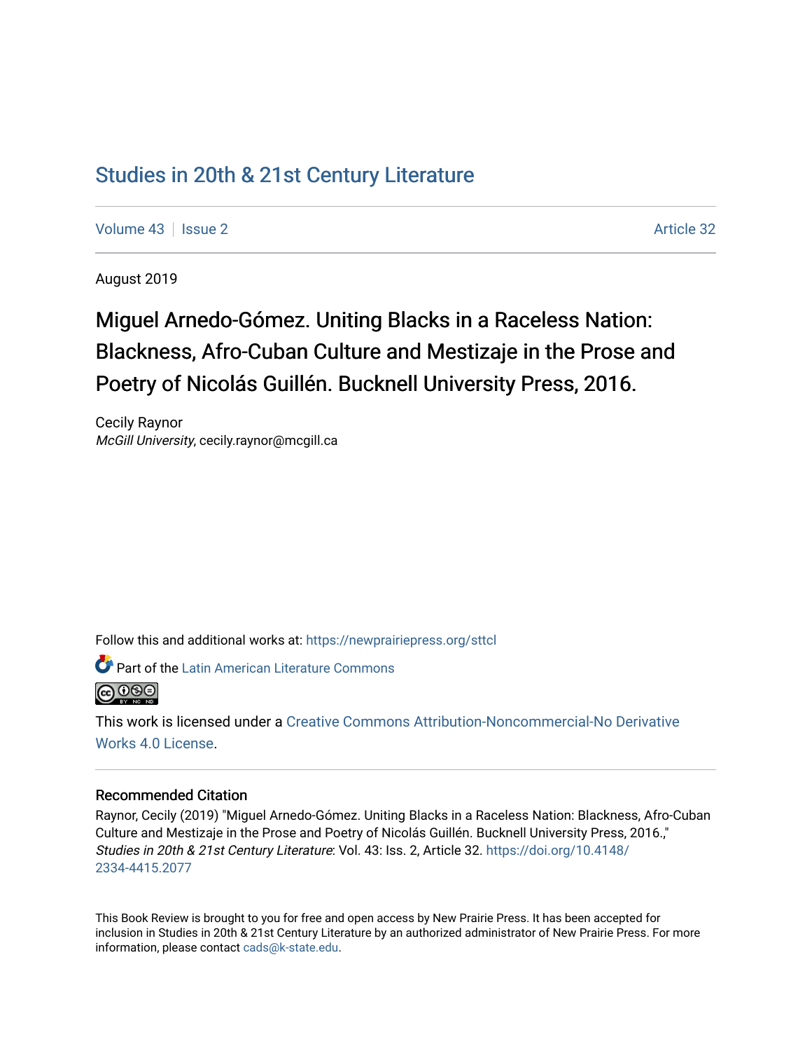# Studies in 20th & 21st Century Literature

Volume 43 | Issue 2 | Article 32

August 2019

## Miguel Arnedo-Gómez. Uniting Blacks in a Raceless Nation: Blackness, Afro-Cuban Culture and Mestizaje in the Prose and Poetry of Nicolás Guillén. Bucknell University Press, 2016.

Cecily Raynor
*McGill University*, cecily.raynor@mcgill.ca

Follow this and additional works at: https://newprairiepress.org/sttcl

Part of the Latin American Literature Commons

This work is licensed under a Creative Commons Attribution-Noncommercial-No Derivative Works 4.0 License.

### Recommended Citation

Raynor, Cecily (2019) "Miguel Arnedo-Gómez. Uniting Blacks in a Raceless Nation: Blackness, Afro-Cuban Culture and Mestizaje in the Prose and Poetry of Nicolás Guillén. Bucknell University Press, 2016.," *Studies in 20th & 21st Century Literature*: Vol. 43: Iss. 2, Article 32. https://doi.org/10.4148/2334-4415.2077

This Book Review is brought to you for free and open access by New Prairie Press. It has been accepted for inclusion in Studies in 20th & 21st Century Literature by an authorized administrator of New Prairie Press. For more information, please contact cads@k-state.edu.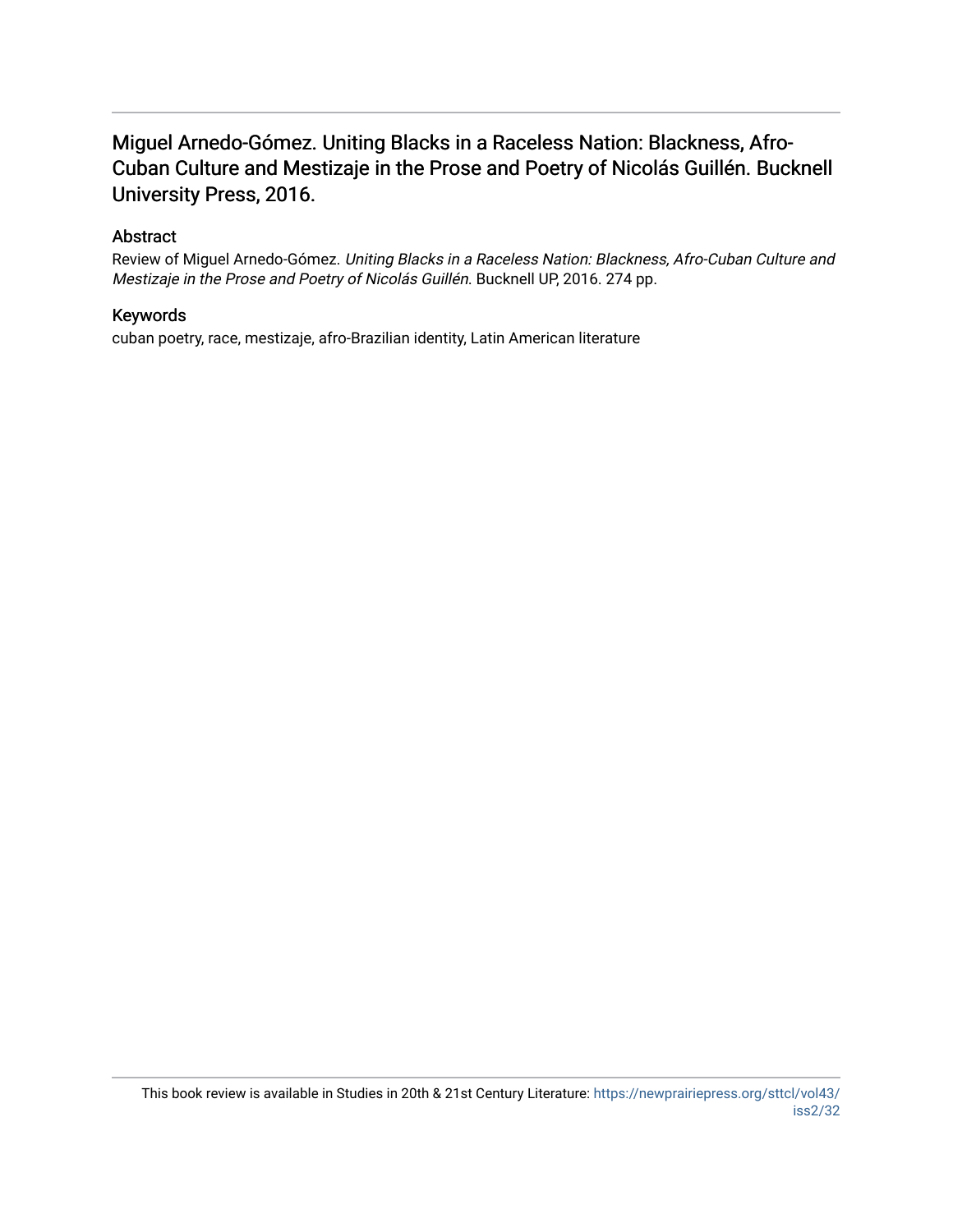# Miguel Arnedo-Gómez. Uniting Blacks in a Raceless Nation: Blackness, Afro-Cuban Culture and Mestizaje in the Prose and Poetry of Nicolás Guillén. Bucknell University Press, 2016.

## Abstract

Review of Miguel Arnedo-Gómez. *Uniting Blacks in a Raceless Nation: Blackness, Afro-Cuban Culture and Mestizaje in the Prose and Poetry of Nicolás Guillén.* Bucknell UP, 2016. 274 pp.

## Keywords

cuban poetry, race, mestizaje, afro-Brazilian identity, Latin American literature

This book review is available in Studies in 20th & 21st Century Literature: https://newprairiepress.org/sttcl/vol43/iss2/32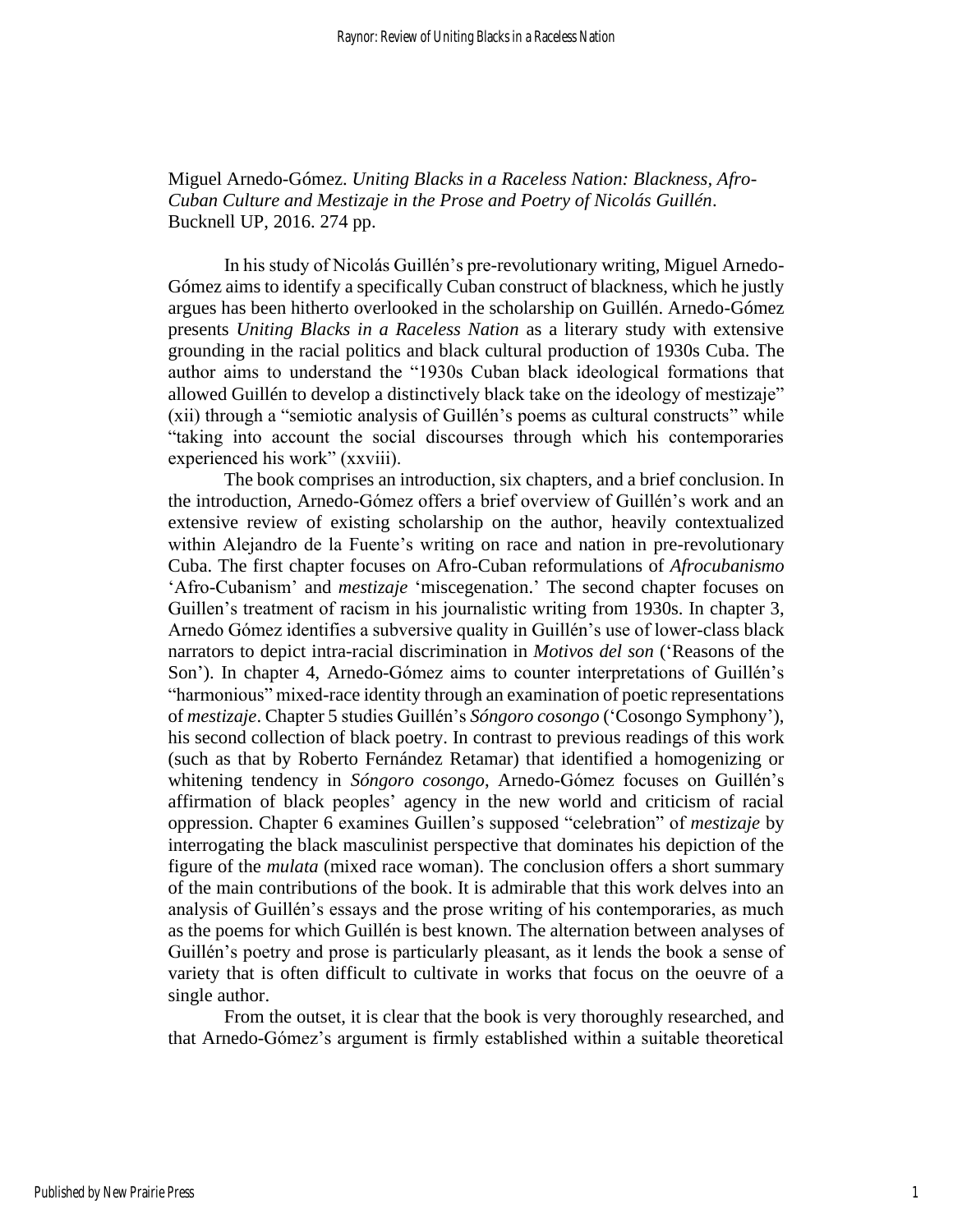Miguel Arnedo-Gómez. *Uniting Blacks in a Raceless Nation: Blackness, Afro-Cuban Culture and Mestizaje in the Prose and Poetry of Nicolás Guillén*. Bucknell UP, 2016. 274 pp.

In his study of Nicolás Guillén's pre-revolutionary writing, Miguel Arnedo-Gómez aims to identify a specifically Cuban construct of blackness, which he justly argues has been hitherto overlooked in the scholarship on Guillén. Arnedo-Gómez presents *Uniting Blacks in a Raceless Nation* as a literary study with extensive grounding in the racial politics and black cultural production of 1930s Cuba. The author aims to understand the "1930s Cuban black ideological formations that allowed Guillén to develop a distinctively black take on the ideology of mestizaje" (xii) through a "semiotic analysis of Guillén's poems as cultural constructs" while "taking into account the social discourses through which his contemporaries experienced his work" (xxviii).

The book comprises an introduction, six chapters, and a brief conclusion. In the introduction, Arnedo-Gómez offers a brief overview of Guillén's work and an extensive review of existing scholarship on the author, heavily contextualized within Alejandro de la Fuente's writing on race and nation in pre-revolutionary Cuba. The first chapter focuses on Afro-Cuban reformulations of *Afrocubanismo* 'Afro-Cubanism' and *mestizaje* 'miscegenation.' The second chapter focuses on Guillen's treatment of racism in his journalistic writing from 1930s. In chapter 3, Arnedo Gómez identifies a subversive quality in Guillén's use of lower-class black narrators to depict intra-racial discrimination in *Motivos del son* ('Reasons of the Son'). In chapter 4, Arnedo-Gómez aims to counter interpretations of Guillén's "harmonious" mixed-race identity through an examination of poetic representations of *mestizaje*. Chapter 5 studies Guillén's *Sóngoro cosongo* ('Cosongo Symphony'), his second collection of black poetry. In contrast to previous readings of this work (such as that by Roberto Fernández Retamar) that identified a homogenizing or whitening tendency in *Sóngoro cosongo*, Arnedo-Gómez focuses on Guillén's affirmation of black peoples' agency in the new world and criticism of racial oppression. Chapter 6 examines Guillen's supposed "celebration" of *mestizaje* by interrogating the black masculinist perspective that dominates his depiction of the figure of the *mulata* (mixed race woman). The conclusion offers a short summary of the main contributions of the book. It is admirable that this work delves into an analysis of Guillén's essays and the prose writing of his contemporaries, as much as the poems for which Guillén is best known. The alternation between analyses of Guillén's poetry and prose is particularly pleasant, as it lends the book a sense of variety that is often difficult to cultivate in works that focus on the oeuvre of a single author.

From the outset, it is clear that the book is very thoroughly researched, and that Arnedo-Gómez's argument is firmly established within a suitable theoretical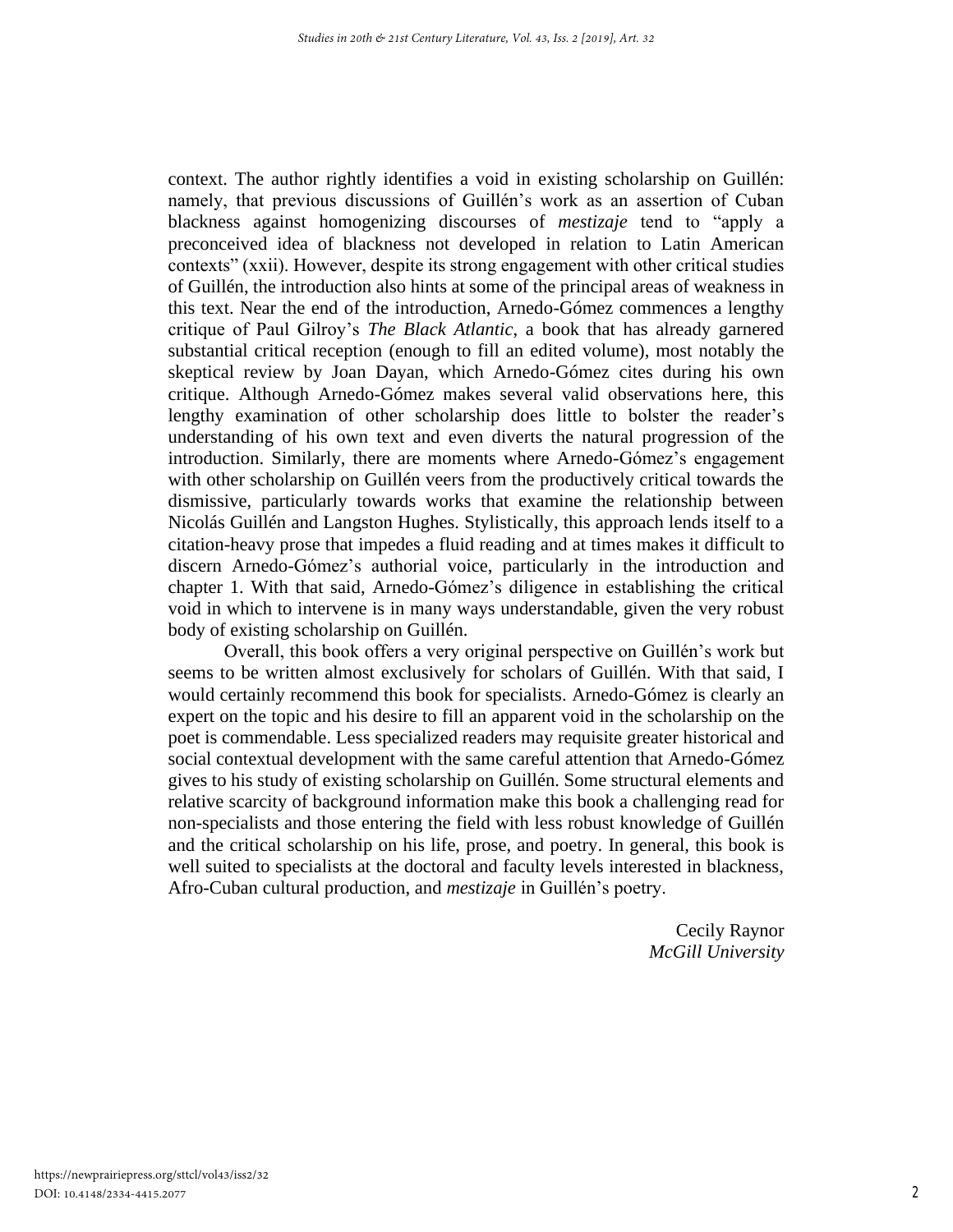context. The author rightly identifies a void in existing scholarship on Guillén: namely, that previous discussions of Guillén's work as an assertion of Cuban blackness against homogenizing discourses of *mestizaje* tend to "apply a preconceived idea of blackness not developed in relation to Latin American contexts" (xxii). However, despite its strong engagement with other critical studies of Guillén, the introduction also hints at some of the principal areas of weakness in this text. Near the end of the introduction, Arnedo-Gómez commences a lengthy critique of Paul Gilroy's *The Black Atlantic*, a book that has already garnered substantial critical reception (enough to fill an edited volume), most notably the skeptical review by Joan Dayan, which Arnedo-Gómez cites during his own critique. Although Arnedo-Gómez makes several valid observations here, this lengthy examination of other scholarship does little to bolster the reader's understanding of his own text and even diverts the natural progression of the introduction. Similarly, there are moments where Arnedo-Gómez's engagement with other scholarship on Guillén veers from the productively critical towards the dismissive, particularly towards works that examine the relationship between Nicolás Guillén and Langston Hughes. Stylistically, this approach lends itself to a citation-heavy prose that impedes a fluid reading and at times makes it difficult to discern Arnedo-Gómez's authorial voice, particularly in the introduction and chapter 1. With that said, Arnedo-Gómez's diligence in establishing the critical void in which to intervene is in many ways understandable, given the very robust body of existing scholarship on Guillén.

Overall, this book offers a very original perspective on Guillén's work but seems to be written almost exclusively for scholars of Guillén. With that said, I would certainly recommend this book for specialists. Arnedo-Gómez is clearly an expert on the topic and his desire to fill an apparent void in the scholarship on the poet is commendable. Less specialized readers may requisite greater historical and social contextual development with the same careful attention that Arnedo-Gómez gives to his study of existing scholarship on Guillén. Some structural elements and relative scarcity of background information make this book a challenging read for non-specialists and those entering the field with less robust knowledge of Guillén and the critical scholarship on his life, prose, and poetry. In general, this book is well suited to specialists at the doctoral and faculty levels interested in blackness, Afro-Cuban cultural production, and *mestizaje* in Guillén's poetry.

Cecily Raynor
*McGill University*

https://newprairiepress.org/sttcl/vol43/iss2/32
DOI: 10.4148/2334-4415.2077